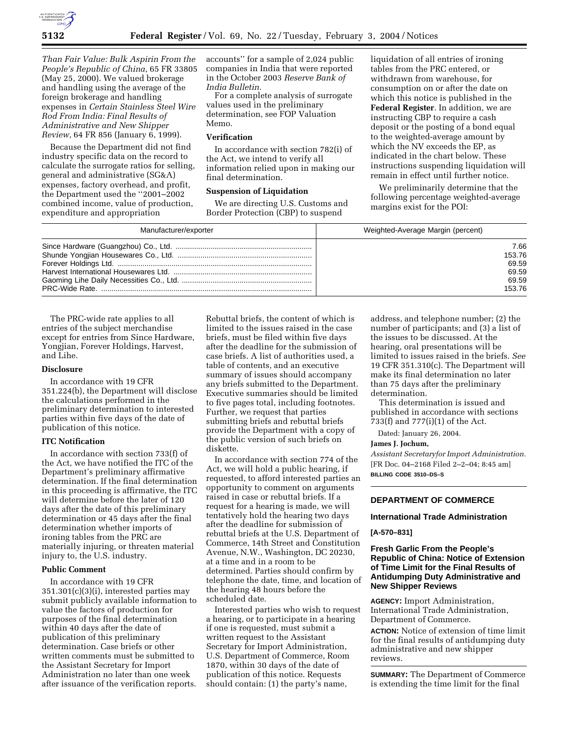*Than Fair Value: Bulk Aspirin From the People's Republic of China*, 65 FR 33805 (May 25, 2000). We valued brokerage and handling using the average of the foreign brokerage and handling expenses in *Certain Stainless Steel Wire Rod From India: Final Results of Administrative and New Shipper Review*, 64 FR 856 (January 6, 1999).

Because the Department did not find industry specific data on the record to calculate the surrogate ratios for selling, general and administrative (SG&A) expenses, factory overhead, and profit, the Department used the ''2001–2002 combined income, value of production, expenditure and appropriation accounts'' for a sample of 2,024 public companies in India that were reported in the October 2003 *Reserve Bank of India Bulletin*.

For a complete analysis of surrogate values used in the preliminary determination, see FOP Valuation Memo.

**Verification**

In accordance with section 782(i) of the Act, we intend to verify all information relied upon in making our final determination.

**Suspension of Liquidation**

We are directing U.S. Customs and Border Protection (CBP) to suspend liquidation of all entries of ironing tables from the PRC entered, or withdrawn from warehouse, for consumption on or after the date on which this notice is published in the **Federal Register**. In addition, we are instructing CBP to require a cash deposit or the posting of a bond equal to the weighted-average amount by which the NV exceeds the EP, as indicated in the chart below. These instructions suspending liquidation will remain in effect until further notice.

We preliminarily determine that the following percentage weighted-average margins exist for the POI:

| Manufacturer/exporter | Weighted-Average Margin (percent) |
|---|---|
| Since Hardware (Guangzhou) Co., Ltd. | 7.66 |
| Shunde Yongjian Housewares Co., Ltd. | 153.76 |
| Forever Holdings Ltd. | 69.59 |
| Harvest International Housewares Ltd. | 69.59 |
| Gaoming Lihe Daily Necessities Co., Ltd. | 69.59 |
| PRC-Wide Rate. | 153.76 |

The PRC-wide rate applies to all entries of the subject merchandise except for entries from Since Hardware, Yongjian, Forever Holdings, Harvest, and Lihe.

**Disclosure**

In accordance with 19 CFR 351.224(b), the Department will disclose the calculations performed in the preliminary determination to interested parties within five days of the date of publication of this notice.

**ITC Notification**

In accordance with section 733(f) of the Act, we have notified the ITC of the Department's preliminary affirmative determination. If the final determination in this proceeding is affirmative, the ITC will determine before the later of 120 days after the date of this preliminary determination or 45 days after the final determination whether imports of ironing tables from the PRC are materially injuring, or threaten material injury to, the U.S. industry.

**Public Comment**

In accordance with 19 CFR 351.301(c)(3)(i), interested parties may submit publicly available information to value the factors of production for purposes of the final determination within 40 days after the date of publication of this preliminary determination. Case briefs or other written comments must be submitted to the Assistant Secretary for Import Administration no later than one week after issuance of the verification reports. Rebuttal briefs, the content of which is limited to the issues raised in the case briefs, must be filed within five days after the deadline for the submission of case briefs. A list of authorities used, a table of contents, and an executive summary of issues should accompany any briefs submitted to the Department. Executive summaries should be limited to five pages total, including footnotes. Further, we request that parties submitting briefs and rebuttal briefs provide the Department with a copy of the public version of such briefs on diskette.

In accordance with section 774 of the Act, we will hold a public hearing, if requested, to afford interested parties an opportunity to comment on arguments raised in case or rebuttal briefs. If a request for a hearing is made, we will tentatively hold the hearing two days after the deadline for submission of rebuttal briefs at the U.S. Department of Commerce, 14th Street and Constitution Avenue, N.W., Washington, DC 20230, at a time and in a room to be determined. Parties should confirm by telephone the date, time, and location of the hearing 48 hours before the scheduled date.

Interested parties who wish to request a hearing, or to participate in a hearing if one is requested, must submit a written request to the Assistant Secretary for Import Administration, U.S. Department of Commerce, Room 1870, within 30 days of the date of publication of this notice. Requests should contain: (1) the party's name, address, and telephone number; (2) the number of participants; and (3) a list of the issues to be discussed. At the hearing, oral presentations will be limited to issues raised in the briefs. *See* 19 CFR 351.310(c). The Department will make its final determination no later than 75 days after the preliminary determination.

This determination is issued and published in accordance with sections 733(f) and 777(i)(1) of the Act.

Dated: January 26, 2004.

**James J. Jochum,**

*Assistant Secretaryfor Import Administration.*

[FR Doc. 04–2168 Filed 2–2–04; 8:45 am]

**BILLING CODE 3510–DS–S**

---

## DEPARTMENT OF COMMERCE

### International Trade Administration

**[A-570–831]**

### Fresh Garlic From the People's Republic of China: Notice of Extension of Time Limit for the Final Results of Antidumping Duty Administrative and New Shipper Reviews

**AGENCY:** Import Administration, International Trade Administration, Department of Commerce.

**ACTION:** Notice of extension of time limit for the final results of antidumping duty administrative and new shipper reviews.

**SUMMARY:** The Department of Commerce is extending the time limit for the final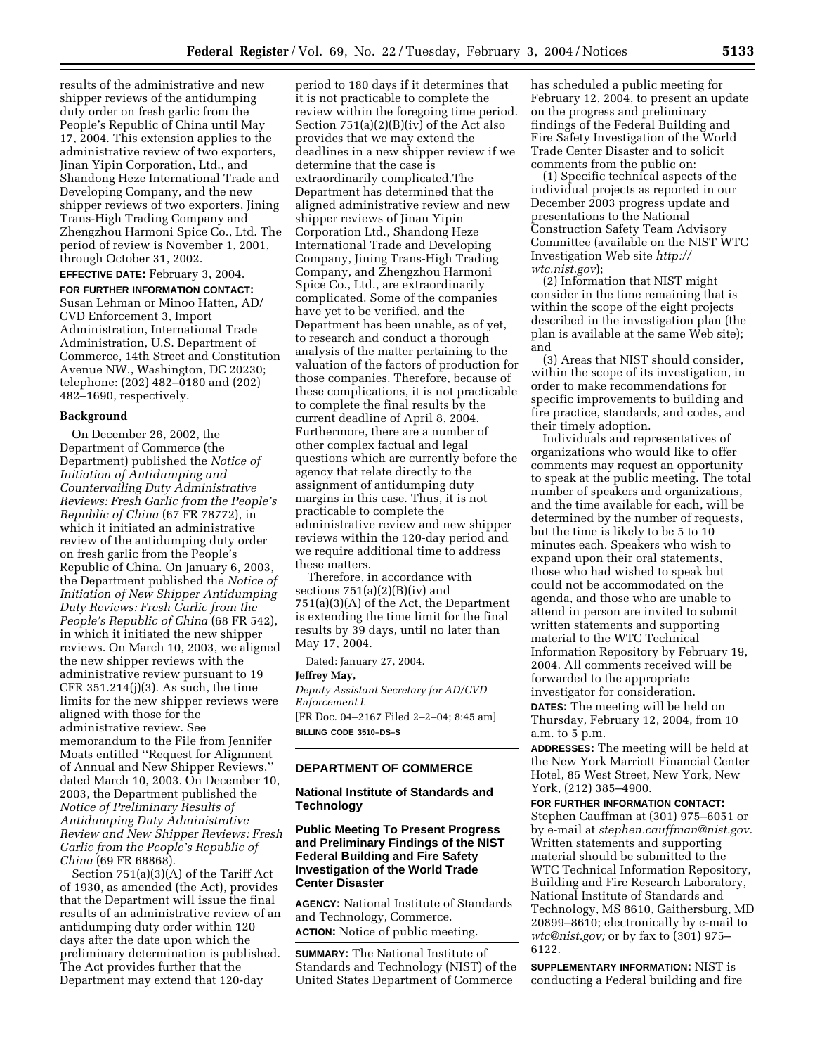results of the administrative and new shipper reviews of the antidumping duty order on fresh garlic from the People's Republic of China until May 17, 2004. This extension applies to the administrative review of two exporters, Jinan Yipin Corporation, Ltd., and Shandong Heze International Trade and Developing Company, and the new shipper reviews of two exporters, Jining Trans-High Trading Company and Zhengzhou Harmoni Spice Co., Ltd. The period of review is November 1, 2001, through October 31, 2002.

**EFFECTIVE DATE:** February 3, 2004.

**FOR FURTHER INFORMATION CONTACT:** Susan Lehman or Minoo Hatten, AD/CVD Enforcement 3, Import Administration, International Trade Administration, U.S. Department of Commerce, 14th Street and Constitution Avenue NW., Washington, DC 20230; telephone: (202) 482–0180 and (202) 482–1690, respectively.

### Background

On December 26, 2002, the Department of Commerce (the Department) published the *Notice of Initiation of Antidumping and Countervailing Duty Administrative Reviews: Fresh Garlic from the People's Republic of China* (67 FR 78772), in which it initiated an administrative review of the antidumping duty order on fresh garlic from the People's Republic of China. On January 6, 2003, the Department published the *Notice of Initiation of New Shipper Antidumping Duty Reviews: Fresh Garlic from the People's Republic of China* (68 FR 542), in which it initiated the new shipper reviews. On March 10, 2003, we aligned the new shipper reviews with the administrative review pursuant to 19 CFR 351.214(j)(3). As such, the time limits for the new shipper reviews were aligned with those for the administrative review. See memorandum to the File from Jennifer Moats entitled ''Request for Alignment of Annual and New Shipper Reviews,'' dated March 10, 2003. On December 10, 2003, the Department published the *Notice of Preliminary Results of Antidumping Duty Administrative Review and New Shipper Reviews: Fresh Garlic from the People's Republic of China* (69 FR 68868).

Section 751(a)(3)(A) of the Tariff Act of 1930, as amended (the Act), provides that the Department will issue the final results of an administrative review of an antidumping duty order within 120 days after the date upon which the preliminary determination is published. The Act provides further that the Department may extend that 120-day period to 180 days if it determines that it is not practicable to complete the review within the foregoing time period. Section 751(a)(2)(B)(iv) of the Act also provides that we may extend the deadlines in a new shipper review if we determine that the case is extraordinarily complicated.The Department has determined that the aligned administrative review and new shipper reviews of Jinan Yipin Corporation Ltd., Shandong Heze International Trade and Developing Company, Jining Trans-High Trading Company, and Zhengzhou Harmoni Spice Co., Ltd., are extraordinarily complicated. Some of the companies have yet to be verified, and the Department has been unable, as of yet, to research and conduct a thorough analysis of the matter pertaining to the valuation of the factors of production for those companies. Therefore, because of these complications, it is not practicable to complete the final results by the current deadline of April 8, 2004. Furthermore, there are a number of other complex factual and legal questions which are currently before the agency that relate directly to the assignment of antidumping duty margins in this case. Thus, it is not practicable to complete the administrative review and new shipper reviews within the 120-day period and we require additional time to address these matters.

Therefore, in accordance with sections 751(a)(2)(B)(iv) and 751(a)(3)(A) of the Act, the Department is extending the time limit for the final results by 39 days, until no later than May 17, 2004.

Dated: January 27, 2004.

**Jeffrey May,**

*Deputy Assistant Secretary for AD/CVD Enforcement I.*

[FR Doc. 04–2167 Filed 2–2–04; 8:45 am]

**BILLING CODE 3510–DS–S**

## DEPARTMENT OF COMMERCE

### National Institute of Standards and Technology

### Public Meeting To Present Progress and Preliminary Findings of the NIST Federal Building and Fire Safety Investigation of the World Trade Center Disaster

**AGENCY:** National Institute of Standards and Technology, Commerce.

**ACTION:** Notice of public meeting.

**SUMMARY:** The National Institute of Standards and Technology (NIST) of the United States Department of Commerce has scheduled a public meeting for February 12, 2004, to present an update on the progress and preliminary findings of the Federal Building and Fire Safety Investigation of the World Trade Center Disaster and to solicit comments from the public on:

(1) Specific technical aspects of the individual projects as reported in our December 2003 progress update and presentations to the National Construction Safety Team Advisory Committee (available on the NIST WTC Investigation Web site *http://wtc.nist.gov*);

(2) Information that NIST might consider in the time remaining that is within the scope of the eight projects described in the investigation plan (the plan is available at the same Web site); and

(3) Areas that NIST should consider, within the scope of its investigation, in order to make recommendations for specific improvements to building and fire practice, standards, and codes, and their timely adoption.

Individuals and representatives of organizations who would like to offer comments may request an opportunity to speak at the public meeting. The total number of speakers and organizations, and the time available for each, will be determined by the number of requests, but the time is likely to be 5 to 10 minutes each. Speakers who wish to expand upon their oral statements, those who had wished to speak but could not be accommodated on the agenda, and those who are unable to attend in person are invited to submit written statements and supporting material to the WTC Technical Information Repository by February 19, 2004. All comments received will be forwarded to the appropriate investigator for consideration.

**DATES:** The meeting will be held on Thursday, February 12, 2004, from 10 a.m. to 5 p.m.

**ADDRESSES:** The meeting will be held at the New York Marriott Financial Center Hotel, 85 West Street, New York, New York, (212) 385–4900.

**FOR FURTHER INFORMATION CONTACT:** Stephen Cauffman at (301) 975–6051 or by e-mail at *stephen.cauffman@nist.gov.* Written statements and supporting material should be submitted to the WTC Technical Information Repository, Building and Fire Research Laboratory, National Institute of Standards and Technology, MS 8610, Gaithersburg, MD 20899–8610; electronically by e-mail to *wtc@nist.gov;* or by fax to (301) 975–6122.

**SUPPLEMENTARY INFORMATION:** NIST is conducting a Federal building and fire